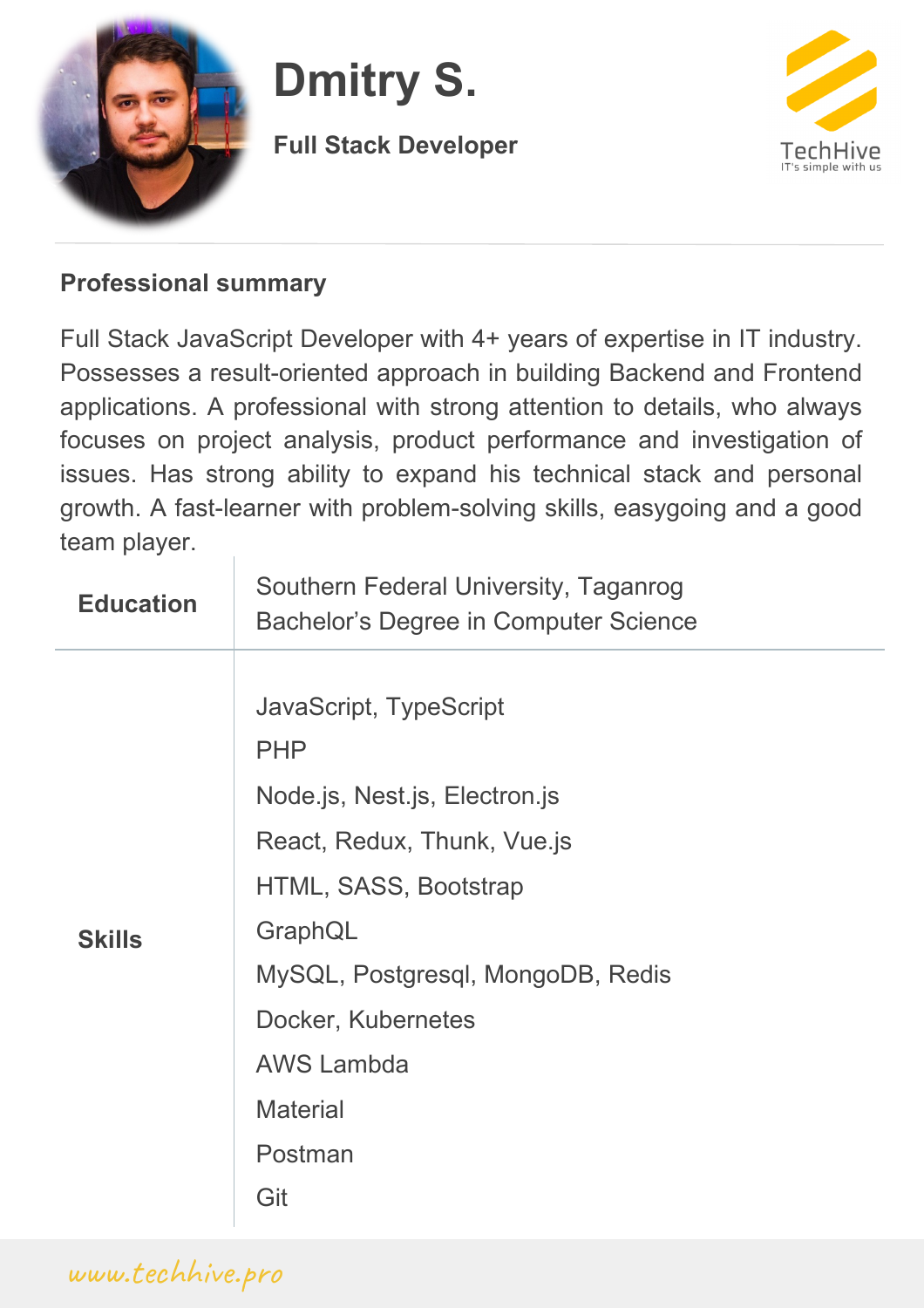# Dmitry S.

**Full Stack Developer**

TechHive
IT's simple with us

## Professional summary

Full Stack JavaScript Developer with 4+ years of expertise in IT industry. Possesses a result-oriented approach in building Backend and Frontend applications. A professional with strong attention to details, who always focuses on project analysis, product performance and investigation of issues. Has strong ability to expand his technical stack and personal growth. A fast-learner with problem-solving skills, easygoing and a good team player.

| | |
|---|---|
| **Education** | Southern Federal University, Taganrog<br>Bachelor's Degree in Computer Science |
| **Skills** | JavaScript, TypeScript<br>PHP<br>Node.js, Nest.js, Electron.js<br>React, Redux, Thunk, Vue.js<br>HTML, SASS, Bootstrap<br>GraphQL<br>MySQL, Postgresql, MongoDB, Redis<br>Docker, Kubernetes<br>AWS Lambda<br>Material<br>Postman<br>Git |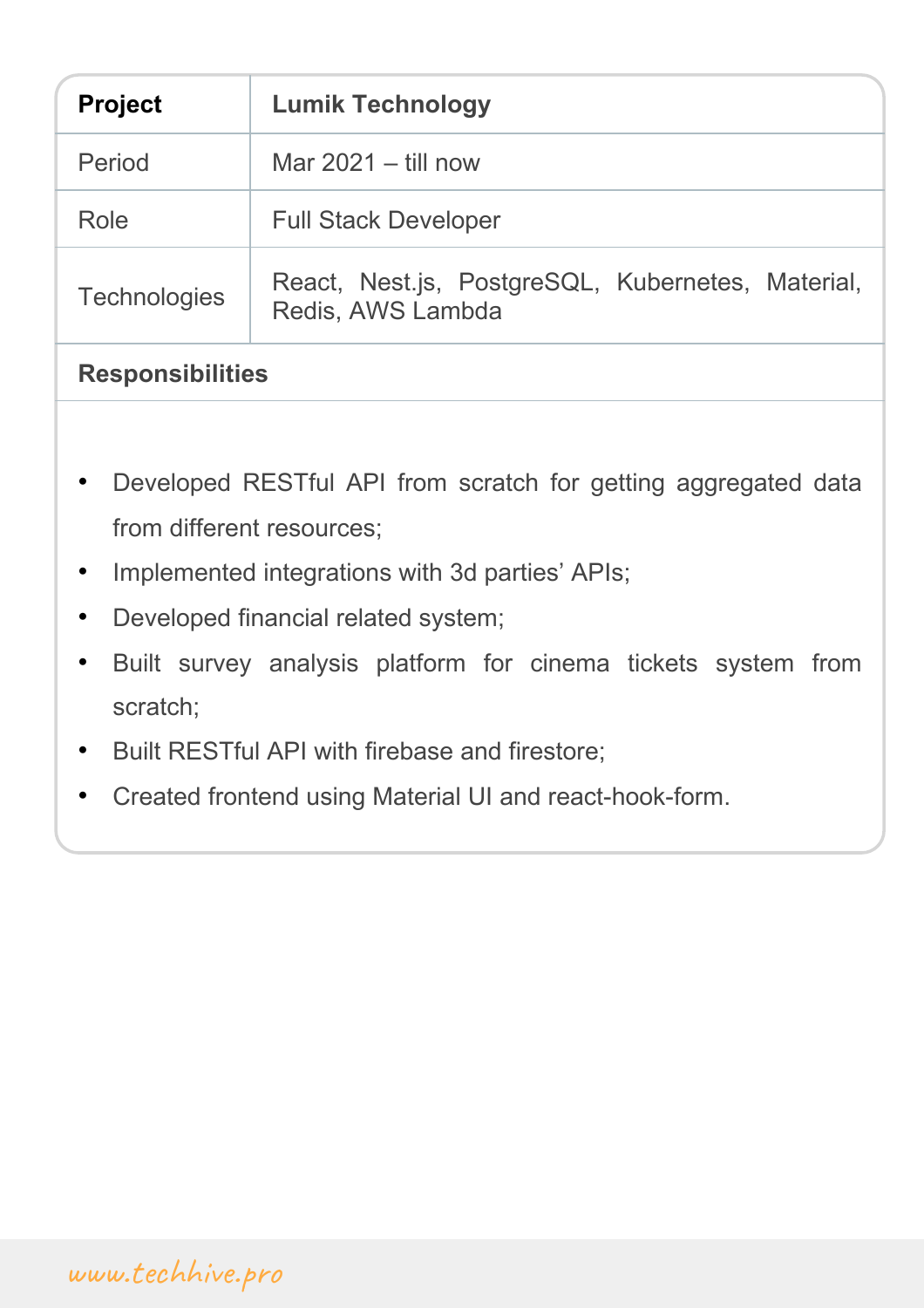| Project | Lumik Technology |
| --- | --- |
| Period | Mar 2021 – till now |
| Role | Full Stack Developer |
| Technologies | React, Nest.js, PostgreSQL, Kubernetes, Material, Redis, AWS Lambda |

**Responsibilities**

- Developed RESTful API from scratch for getting aggregated data from different resources;
- Implemented integrations with 3d parties' APIs;
- Developed financial related system;
- Built survey analysis platform for cinema tickets system from scratch;
- Built RESTful API with firebase and firestore;
- Created frontend using Material UI and react-hook-form.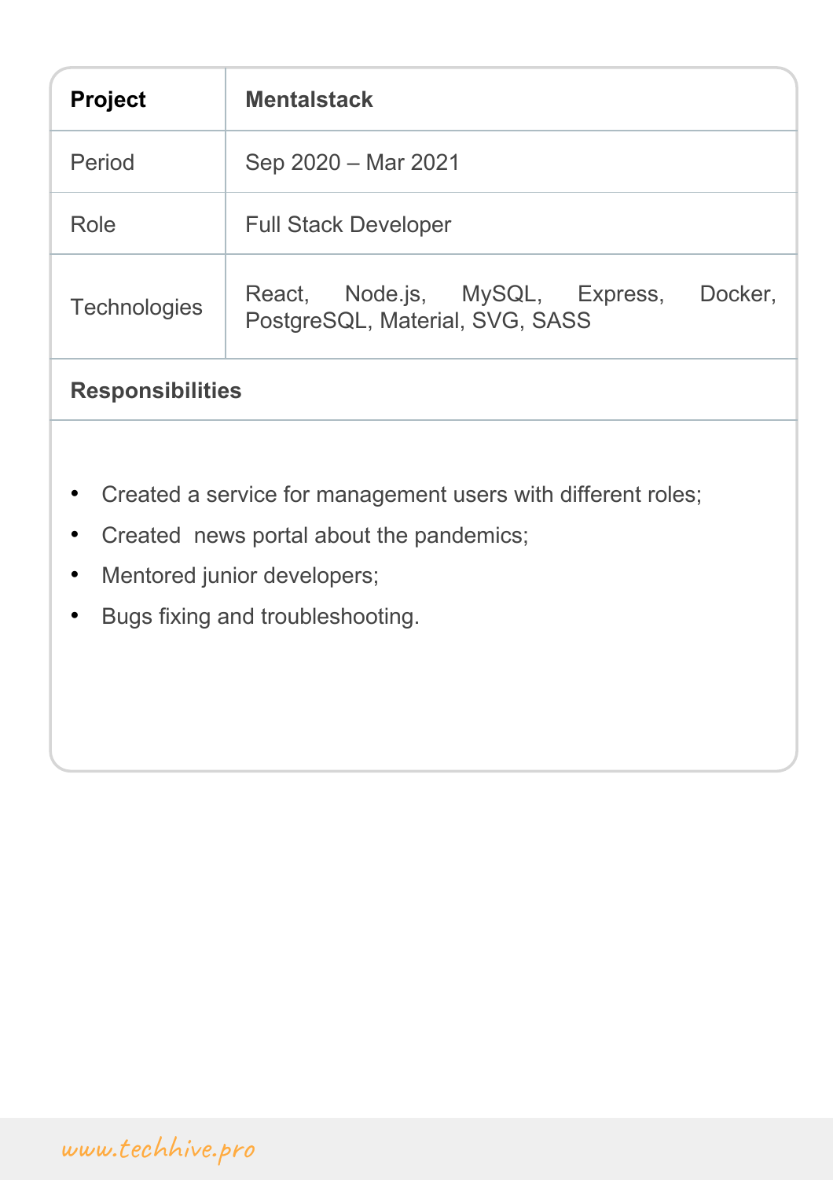| **Project** | **Mentalstack** |
|---|---|
| Period | Sep 2020 – Mar 2021 |
| Role | Full Stack Developer |
| Technologies | React, Node.js, MySQL, Express, Docker, PostgreSQL, Material, SVG, SASS |

**Responsibilities**

- Created a service for management users with different roles;
- Created  news portal about the pandemics;
- Mentored junior developers;
- Bugs fixing and troubleshooting.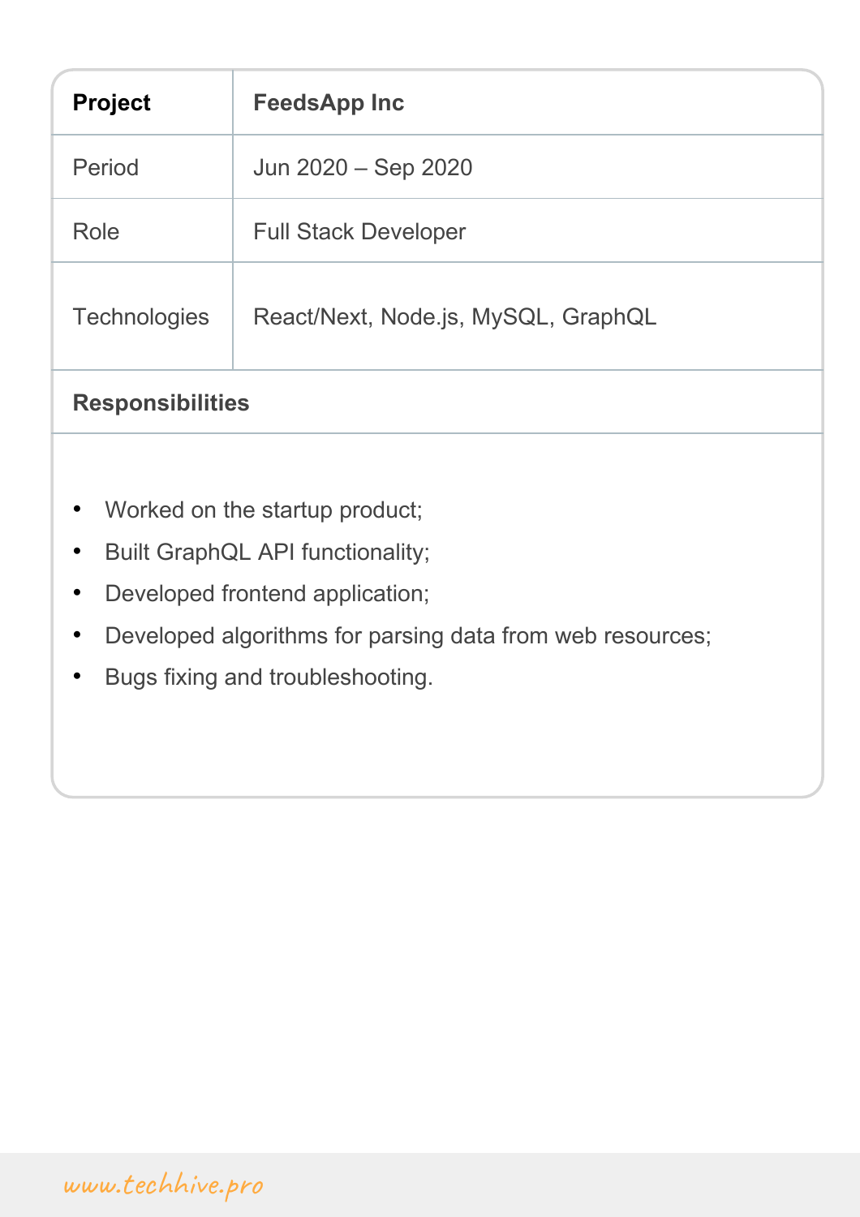| **Project** | **FeedsApp Inc** |
| --- | --- |
| Period | Jun 2020 – Sep 2020 |
| Role | Full Stack Developer |
| Technologies | React/Next, Node.js, MySQL, GraphQL |

**Responsibilities**

- Worked on the startup product;
- Built GraphQL API functionality;
- Developed frontend application;
- Developed algorithms for parsing data from web resources;
- Bugs fixing and troubleshooting.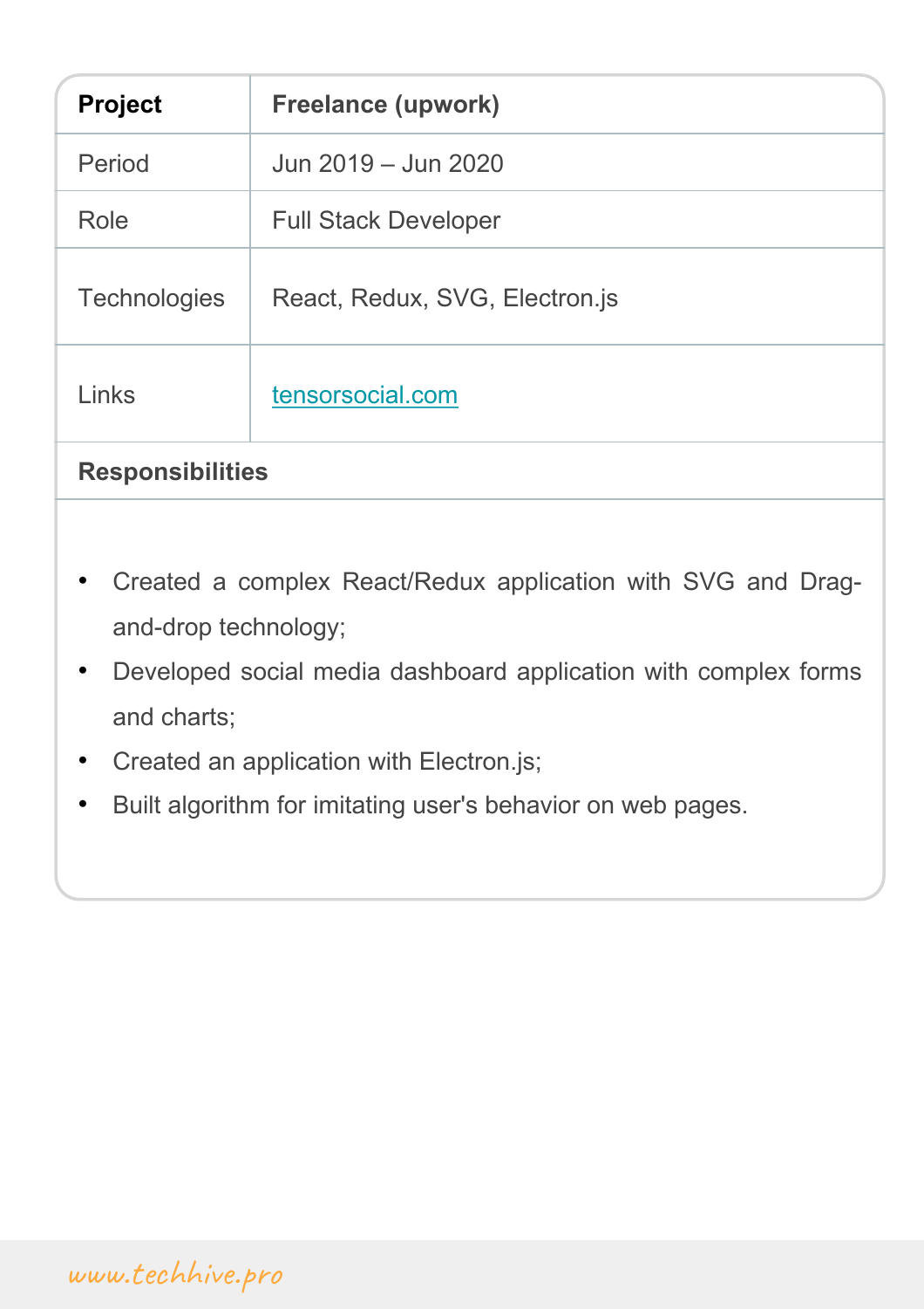| **Project** | **Freelance (upwork)** |
| --- | --- |
| Period | Jun 2019 – Jun 2020 |
| Role | Full Stack Developer |
| Technologies | React, Redux, SVG, Electron.js |
| Links | [tensorsocial.com](tensorsocial.com) |

**Responsibilities**

- Created a complex React/Redux application with SVG and Drag-and-drop technology;
- Developed social media dashboard application with complex forms and charts;
- Created an application with Electron.js;
- Built algorithm for imitating user's behavior on web pages.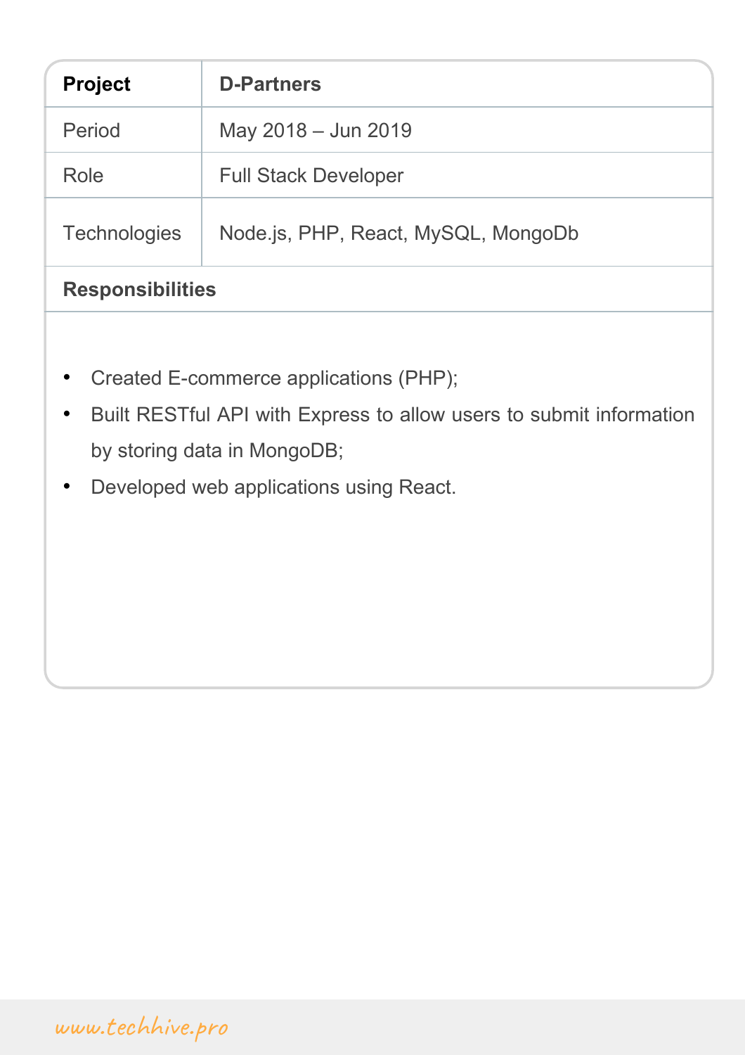| Project | D-Partners |
|---|---|
| Period | May 2018 – Jun 2019 |
| Role | Full Stack Developer |
| Technologies | Node.js, PHP, React, MySQL, MongoDb |

**Responsibilities**

- Created E-commerce applications (PHP);
- Built RESTful API with Express to allow users to submit information by storing data in MongoDB;
- Developed web applications using React.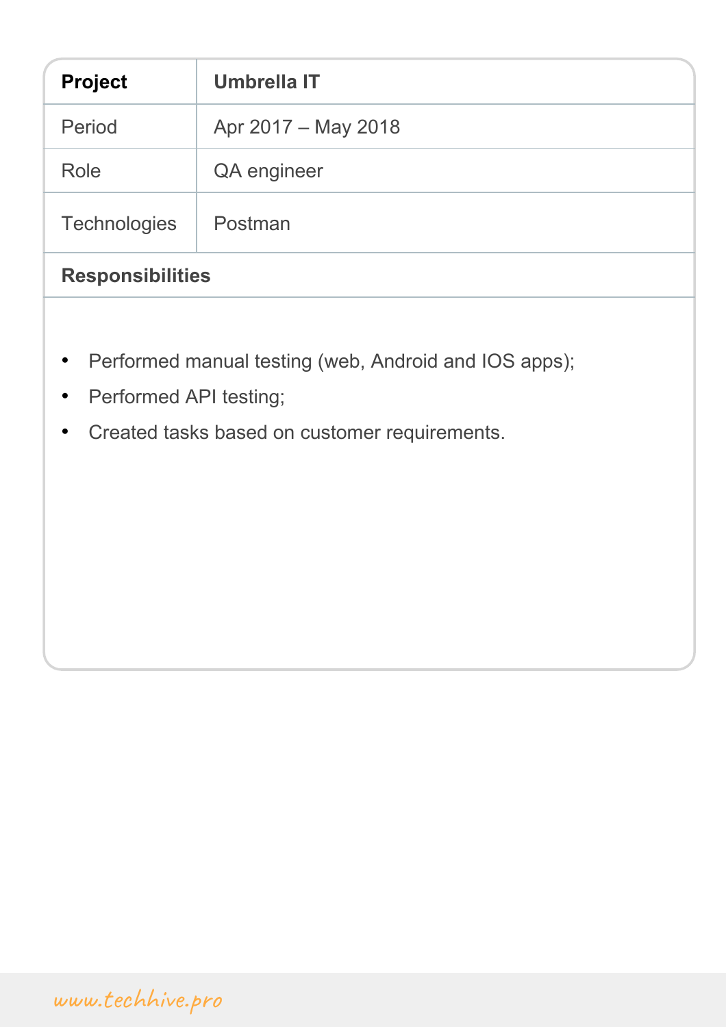| Project | Umbrella IT |
| --- | --- |
| Period | Apr 2017 – May 2018 |
| Role | QA engineer |
| Technologies | Postman |

**Responsibilities**

- Performed manual testing (web, Android and IOS apps);
- Performed API testing;
- Created tasks based on customer requirements.